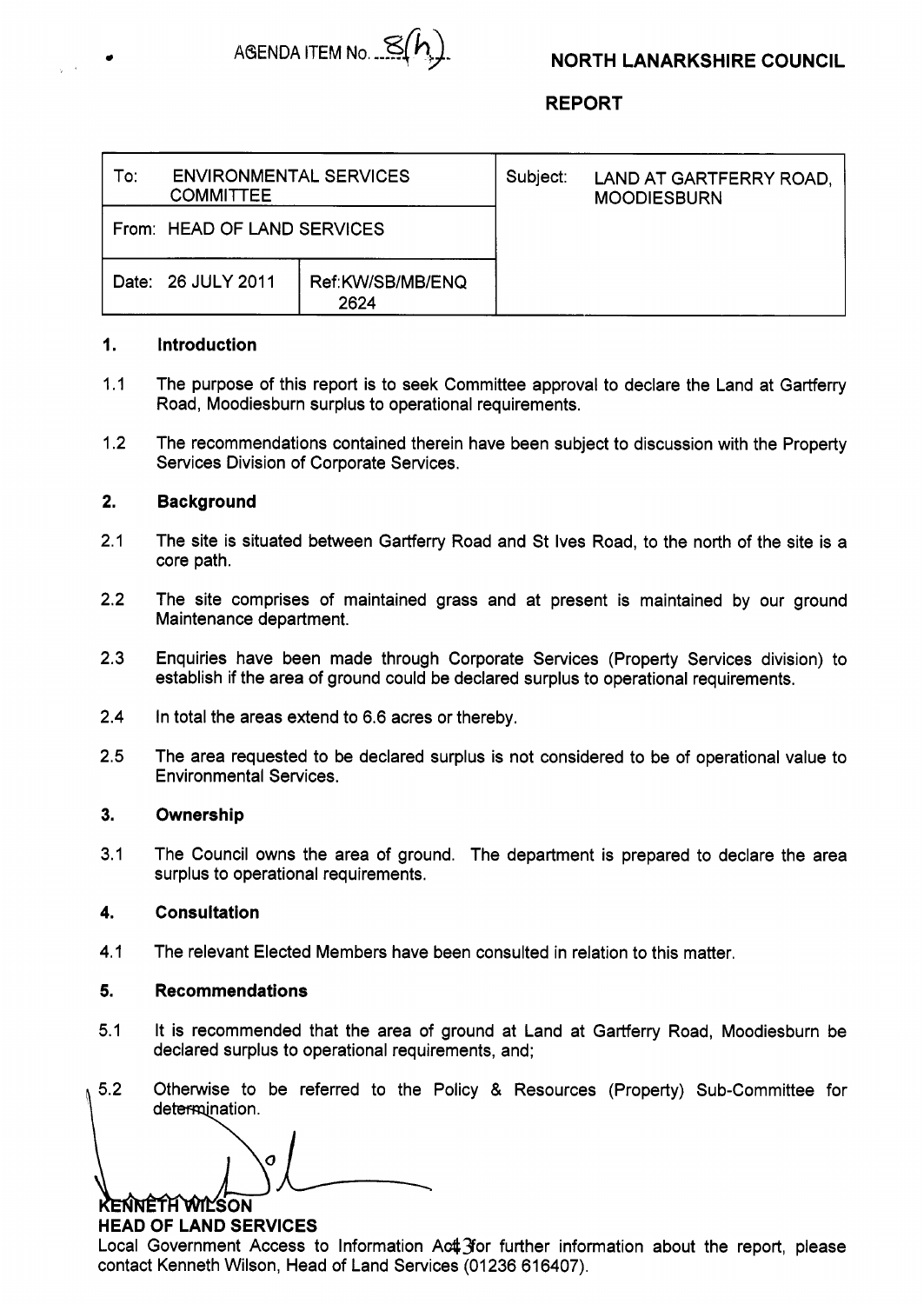AGENDA ITEM No. 8(h)

**NORTH LANARKSHIRE COUNCIL**

**REPORT**

| To: ENVIRONMENTAL SERVICES COMMITTEE | | Subject: LAND AT GARTFERRY ROAD, MOODIESBURN |
|---|---|---|
| From: HEAD OF LAND SERVICES | | |
| Date: 26 JULY 2011 | Ref:KW/SB/MB/ENQ 2624 | |

## 1. Introduction

1.1 The purpose of this report is to seek Committee approval to declare the Land at Gartferry Road, Moodiesburn surplus to operational requirements.

1.2 The recommendations contained therein have been subject to discussion with the Property Services Division of Corporate Services.

## 2. Background

2.1 The site is situated between Gartferry Road and St Ives Road, to the north of the site is a core path.

2.2 The site comprises of maintained grass and at present is maintained by our ground Maintenance department.

2.3 Enquiries have been made through Corporate Services (Property Services division) to establish if the area of ground could be declared surplus to operational requirements.

2.4 In total the areas extend to 6.6 acres or thereby.

2.5 The area requested to be declared surplus is not considered to be of operational value to Environmental Services.

## 3. Ownership

3.1 The Council owns the area of ground. The department is prepared to declare the area surplus to operational requirements.

## 4. Consultation

4.1 The relevant Elected Members have been consulted in relation to this matter.

## 5. Recommendations

5.1 It is recommended that the area of ground at Land at Gartferry Road, Moodiesburn be declared surplus to operational requirements, and;

5.2 Otherwise to be referred to the Policy & Resources (Property) Sub-Committee for determination.

**KENNETH WILSON**
**HEAD OF LAND SERVICES**

Local Government Access to Information Act for further information about the report, please contact Kenneth Wilson, Head of Land Services (01236 616407).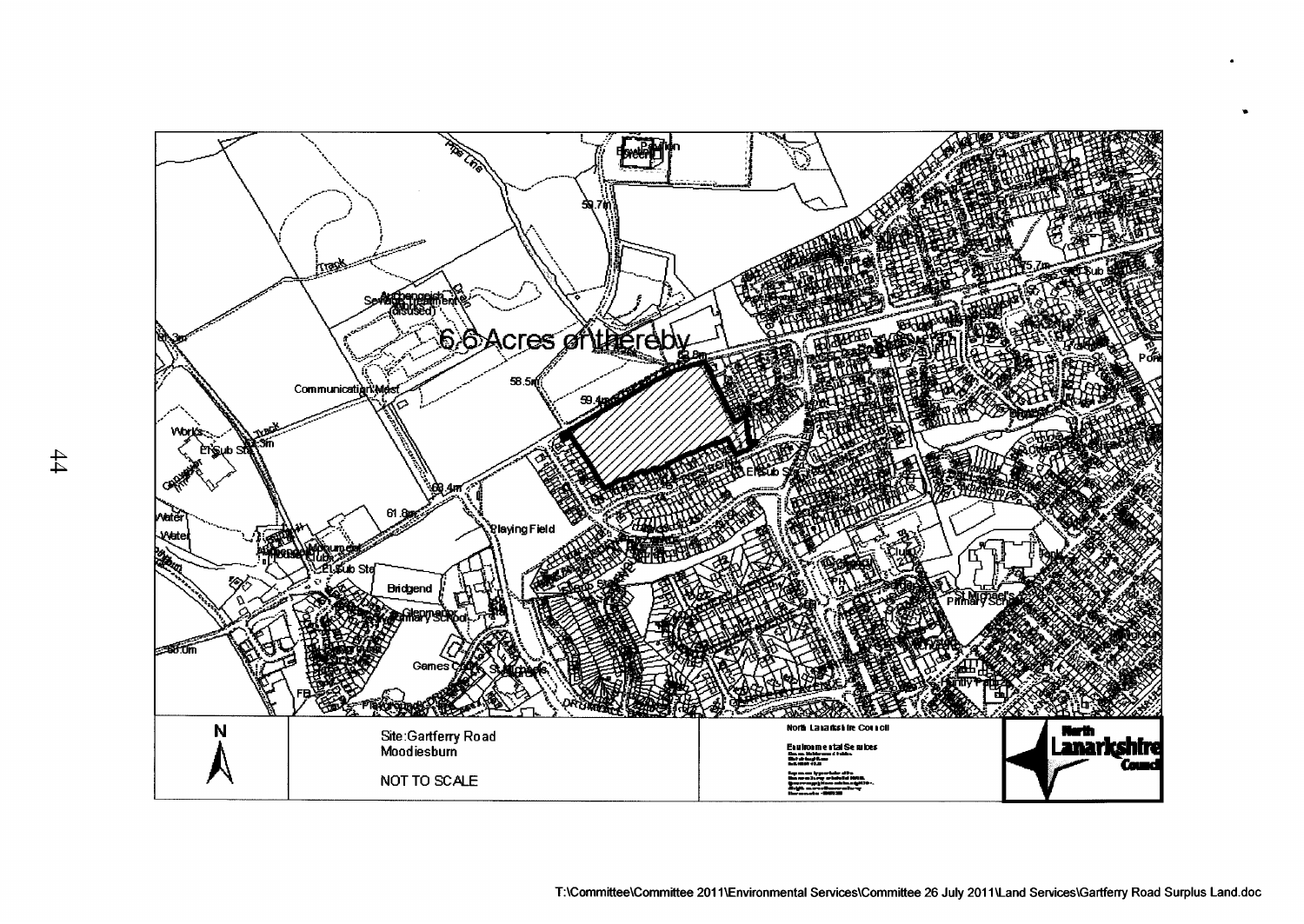6.6 Acres or thereby

N

Site:Gartferry Road
Moodiesburn

NOT TO SCALE

North Lanarkshire Council

Environmental Services

North Lanarkshire Council